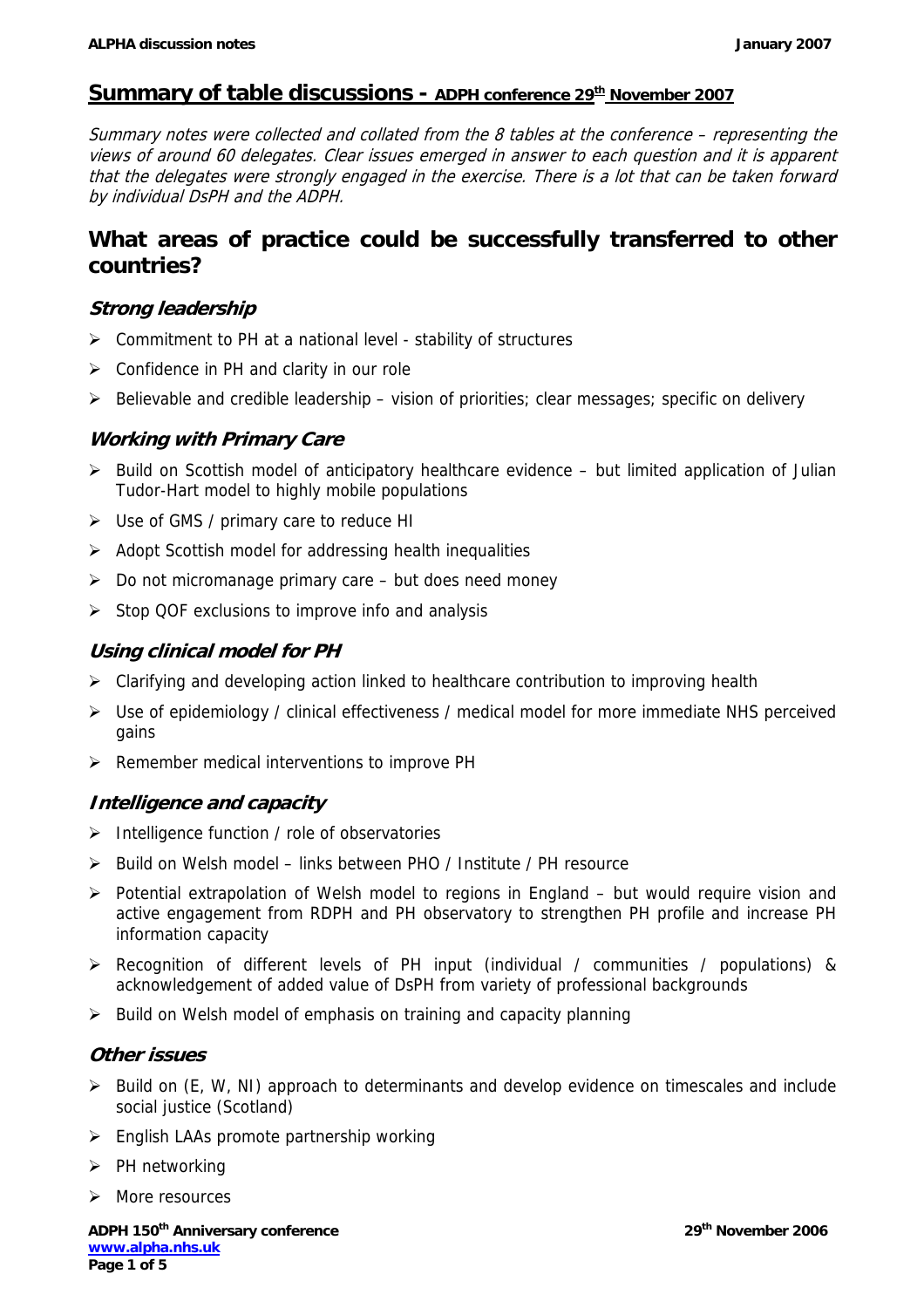## Summary of table discussions - ADPH conference 29th November 2007

*Summary notes were collected and collated from the 8 tables at the conference – representing the views of around 60 delegates. Clear issues emerged in answer to each question and it is apparent that the delegates were strongly engaged in the exercise. There is a lot that can be taken forward by individual DsPH and the ADPH.*

## What areas of practice could be successfully transferred to other countries?

### *Strong leadership*

- Commitment to PH at a national level - stability of structures
- Confidence in PH and clarity in our role
- Believable and credible leadership – vision of priorities; clear messages; specific on delivery

### *Working with Primary Care*

- Build on Scottish model of anticipatory healthcare evidence – but limited application of Julian Tudor-Hart model to highly mobile populations
- Use of GMS / primary care to reduce HI
- Adopt Scottish model for addressing health inequalities
- Do not micromanage primary care – but does need money
- Stop QOF exclusions to improve info and analysis

### *Using clinical model for PH*

- Clarifying and developing action linked to healthcare contribution to improving health
- Use of epidemiology / clinical effectiveness / medical model for more immediate NHS perceived gains
- Remember medical interventions to improve PH

### *Intelligence and capacity*

- Intelligence function / role of observatories
- Build on Welsh model – links between PHO / Institute / PH resource
- Potential extrapolation of Welsh model to regions in England – but would require vision and active engagement from RDPH and PH observatory to strengthen PH profile and increase PH information capacity
- Recognition of different levels of PH input (individual / communities / populations) & acknowledgement of added value of DsPH from variety of professional backgrounds
- Build on Welsh model of emphasis on training and capacity planning

### *Other issues*

- Build on (E, W, NI) approach to determinants and develop evidence on timescales and include social justice (Scotland)
- English LAAs promote partnership working
- PH networking
- More resources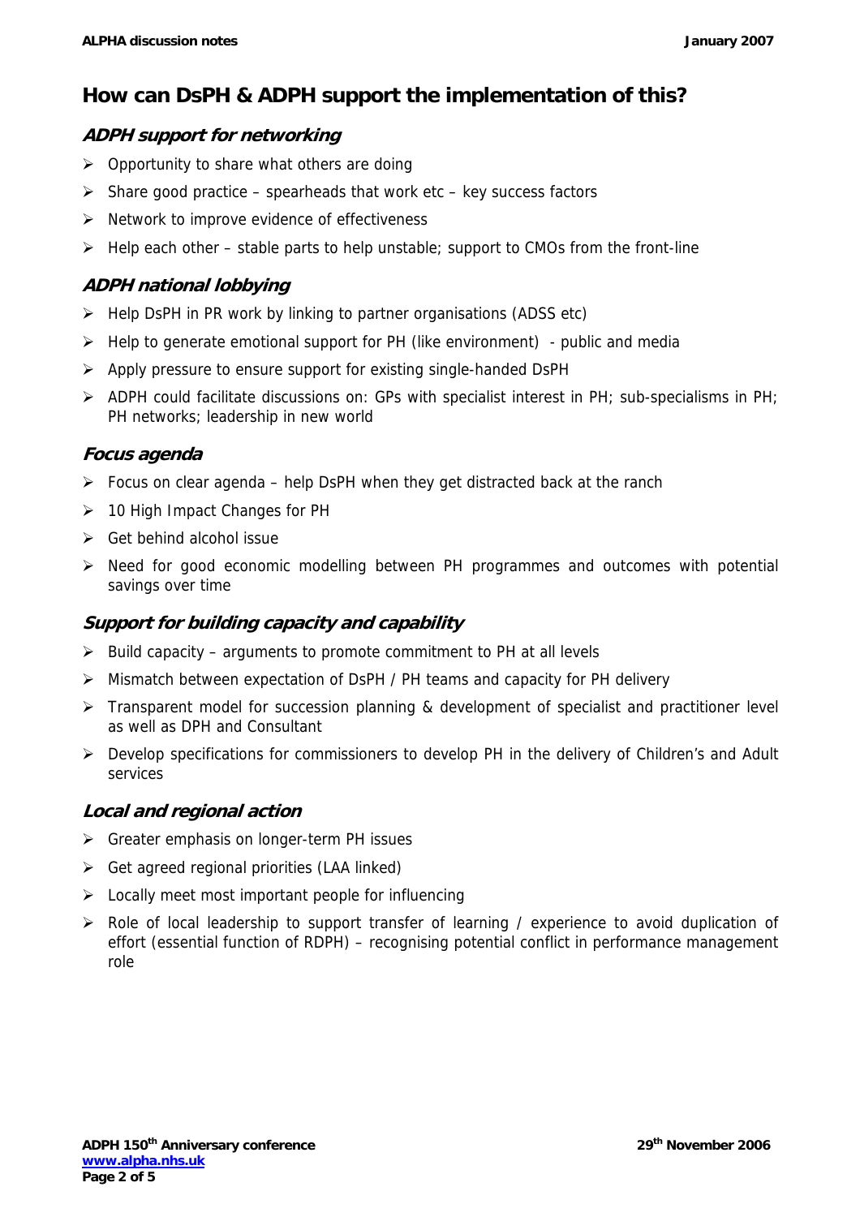## How can DsPH & ADPH support the implementation of this?

### ADPH support for networking

- Opportunity to share what others are doing
- Share good practice – spearheads that work etc – key success factors
- Network to improve evidence of effectiveness
- Help each other – stable parts to help unstable; support to CMOs from the front-line

### ADPH national lobbying

- Help DsPH in PR work by linking to partner organisations (ADSS etc)
- Help to generate emotional support for PH (like environment) - public and media
- Apply pressure to ensure support for existing single-handed DsPH
- ADPH could facilitate discussions on: GPs with specialist interest in PH; sub-specialisms in PH; PH networks; leadership in new world

### Focus agenda

- Focus on clear agenda – help DsPH when they get distracted back at the ranch
- 10 High Impact Changes for PH
- Get behind alcohol issue
- Need for good economic modelling between PH programmes and outcomes with potential savings over time

### Support for building capacity and capability

- Build capacity – arguments to promote commitment to PH at all levels
- Mismatch between expectation of DsPH / PH teams and capacity for PH delivery
- Transparent model for succession planning & development of specialist and practitioner level as well as DPH and Consultant
- Develop specifications for commissioners to develop PH in the delivery of Children's and Adult services

### Local and regional action

- Greater emphasis on longer-term PH issues
- Get agreed regional priorities (LAA linked)
- Locally meet most important people for influencing
- Role of local leadership to support transfer of learning / experience to avoid duplication of effort (essential function of RDPH) – recognising potential conflict in performance management role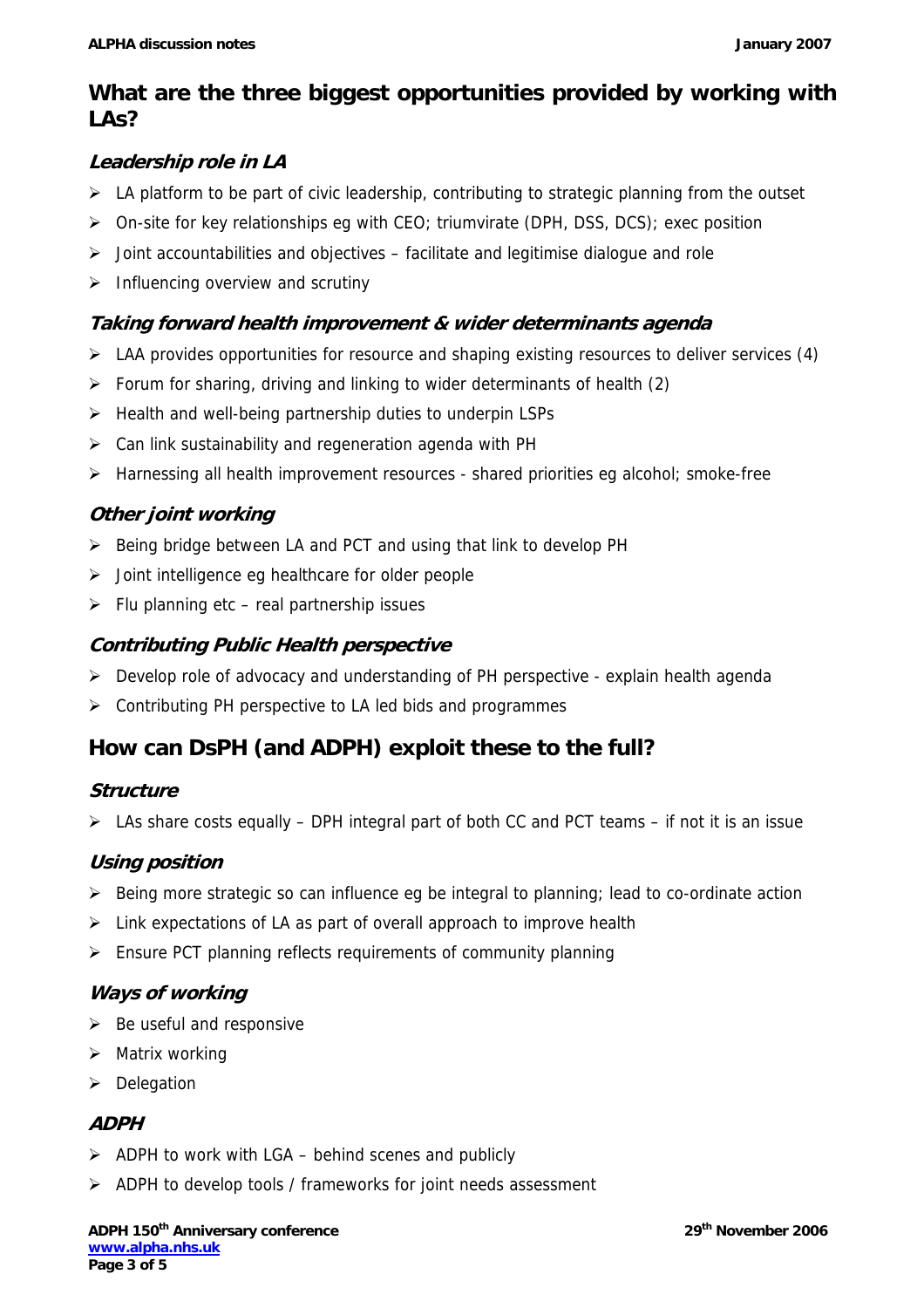## What are the three biggest opportunities provided by working with LAs?

### *Leadership role in LA*

- LA platform to be part of civic leadership, contributing to strategic planning from the outset
- On-site for key relationships eg with CEO; triumvirate (DPH, DSS, DCS); exec position
- Joint accountabilities and objectives – facilitate and legitimise dialogue and role
- Influencing overview and scrutiny

### *Taking forward health improvement & wider determinants agenda*

- LAA provides opportunities for resource and shaping existing resources to deliver services (4)
- Forum for sharing, driving and linking to wider determinants of health (2)
- Health and well-being partnership duties to underpin LSPs
- Can link sustainability and regeneration agenda with PH
- Harnessing all health improvement resources - shared priorities eg alcohol; smoke-free

### *Other joint working*

- Being bridge between LA and PCT and using that link to develop PH
- Joint intelligence eg healthcare for older people
- Flu planning etc – real partnership issues

### *Contributing Public Health perspective*

- Develop role of advocacy and understanding of PH perspective - explain health agenda
- Contributing PH perspective to LA led bids and programmes

## How can DsPH (and ADPH) exploit these to the full?

### *Structure*

- LAs share costs equally – DPH integral part of both CC and PCT teams – if not it is an issue

### *Using position*

- Being more strategic so can influence eg be integral to planning; lead to co-ordinate action
- Link expectations of LA as part of overall approach to improve health
- Ensure PCT planning reflects requirements of community planning

### *Ways of working*

- Be useful and responsive
- Matrix working
- Delegation

### *ADPH*

- ADPH to work with LGA – behind scenes and publicly
- ADPH to develop tools / frameworks for joint needs assessment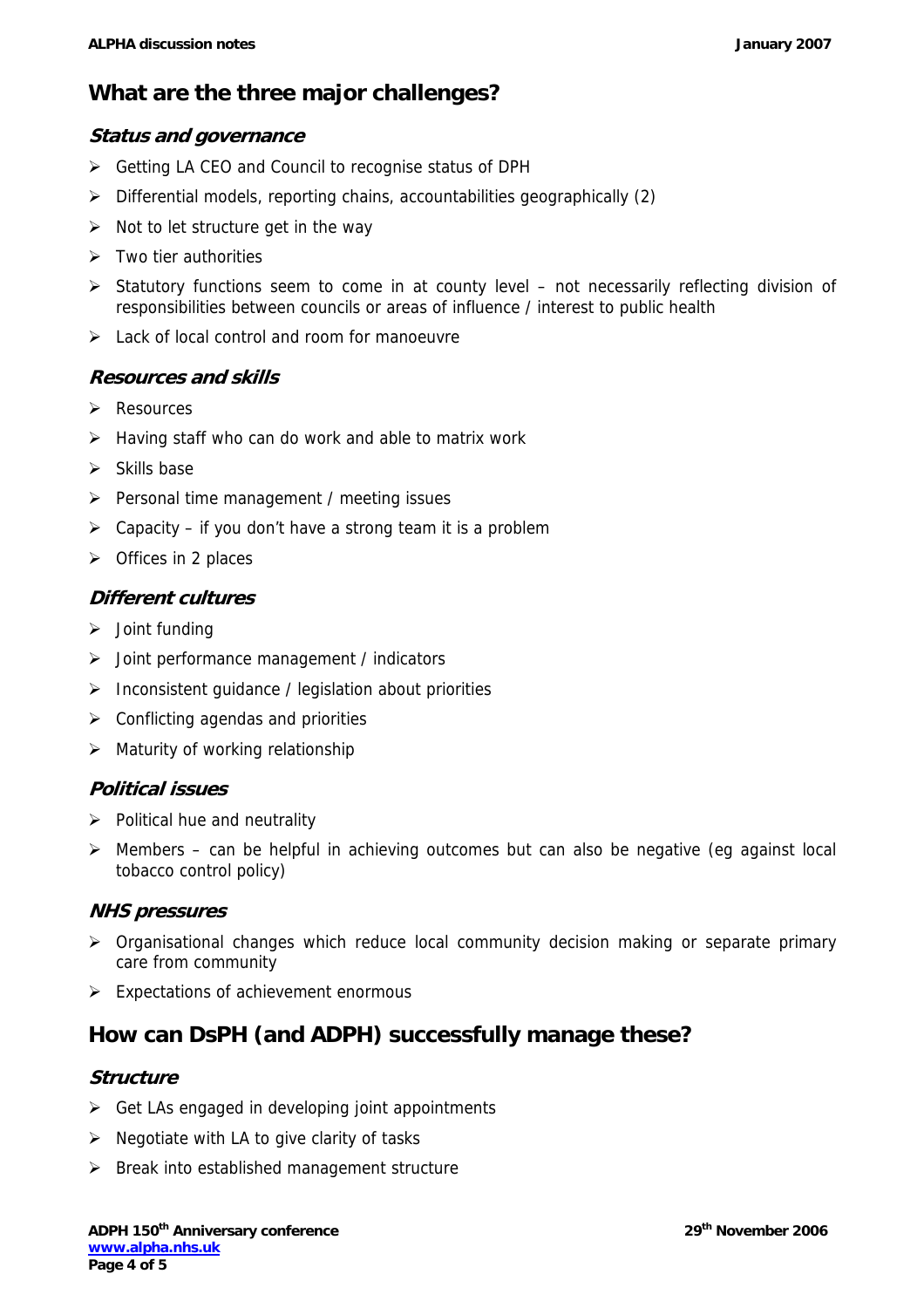## What are the three major challenges?

### *Status and governance*

- Getting LA CEO and Council to recognise status of DPH
- Differential models, reporting chains, accountabilities geographically (2)
- Not to let structure get in the way
- Two tier authorities
- Statutory functions seem to come in at county level – not necessarily reflecting division of responsibilities between councils or areas of influence / interest to public health
- Lack of local control and room for manoeuvre

### *Resources and skills*

- Resources
- Having staff who can do work and able to matrix work
- Skills base
- Personal time management / meeting issues
- Capacity – if you don't have a strong team it is a problem
- Offices in 2 places

### *Different cultures*

- Joint funding
- Joint performance management / indicators
- Inconsistent guidance / legislation about priorities
- Conflicting agendas and priorities
- Maturity of working relationship

### *Political issues*

- Political hue and neutrality
- Members – can be helpful in achieving outcomes but can also be negative (eg against local tobacco control policy)

### *NHS pressures*

- Organisational changes which reduce local community decision making or separate primary care from community
- Expectations of achievement enormous

## How can DsPH (and ADPH) successfully manage these?

### *Structure*

- Get LAs engaged in developing joint appointments
- Negotiate with LA to give clarity of tasks
- Break into established management structure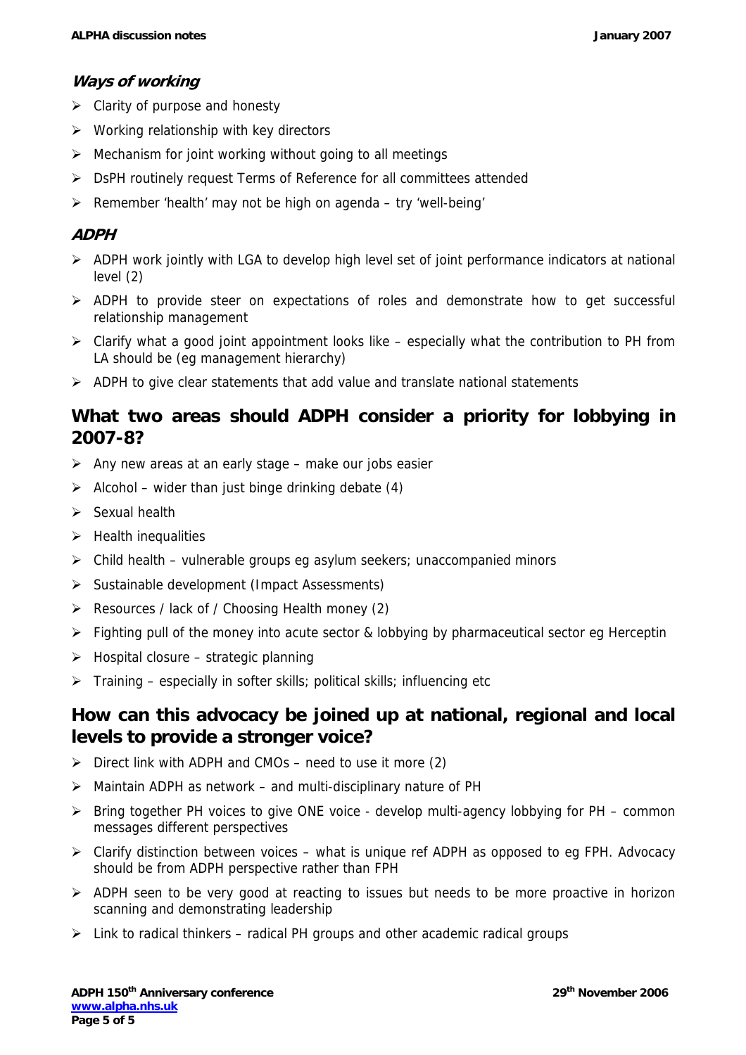### *Ways of working*

- Clarity of purpose and honesty
- Working relationship with key directors
- Mechanism for joint working without going to all meetings
- DsPH routinely request Terms of Reference for all committees attended
- Remember 'health' may not be high on agenda – try 'well-being'

### *ADPH*

- ADPH work jointly with LGA to develop high level set of joint performance indicators at national level (2)
- ADPH to provide steer on expectations of roles and demonstrate how to get successful relationship management
- Clarify what a good joint appointment looks like – especially what the contribution to PH from LA should be (eg management hierarchy)
- ADPH to give clear statements that add value and translate national statements

## What two areas should ADPH consider a priority for lobbying in 2007-8?

- Any new areas at an early stage – make our jobs easier
- Alcohol – wider than just binge drinking debate (4)
- Sexual health
- Health inequalities
- Child health – vulnerable groups eg asylum seekers; unaccompanied minors
- Sustainable development (Impact Assessments)
- Resources / lack of / Choosing Health money (2)
- Fighting pull of the money into acute sector & lobbying by pharmaceutical sector eg Herceptin
- Hospital closure – strategic planning
- Training – especially in softer skills; political skills; influencing etc

## How can this advocacy be joined up at national, regional and local levels to provide a stronger voice?

- Direct link with ADPH and CMOs – need to use it more (2)
- Maintain ADPH as network – and multi-disciplinary nature of PH
- Bring together PH voices to give ONE voice - develop multi-agency lobbying for PH – common messages different perspectives
- Clarify distinction between voices – what is unique ref ADPH as opposed to eg FPH. Advocacy should be from ADPH perspective rather than FPH
- ADPH seen to be very good at reacting to issues but needs to be more proactive in horizon scanning and demonstrating leadership
- Link to radical thinkers – radical PH groups and other academic radical groups